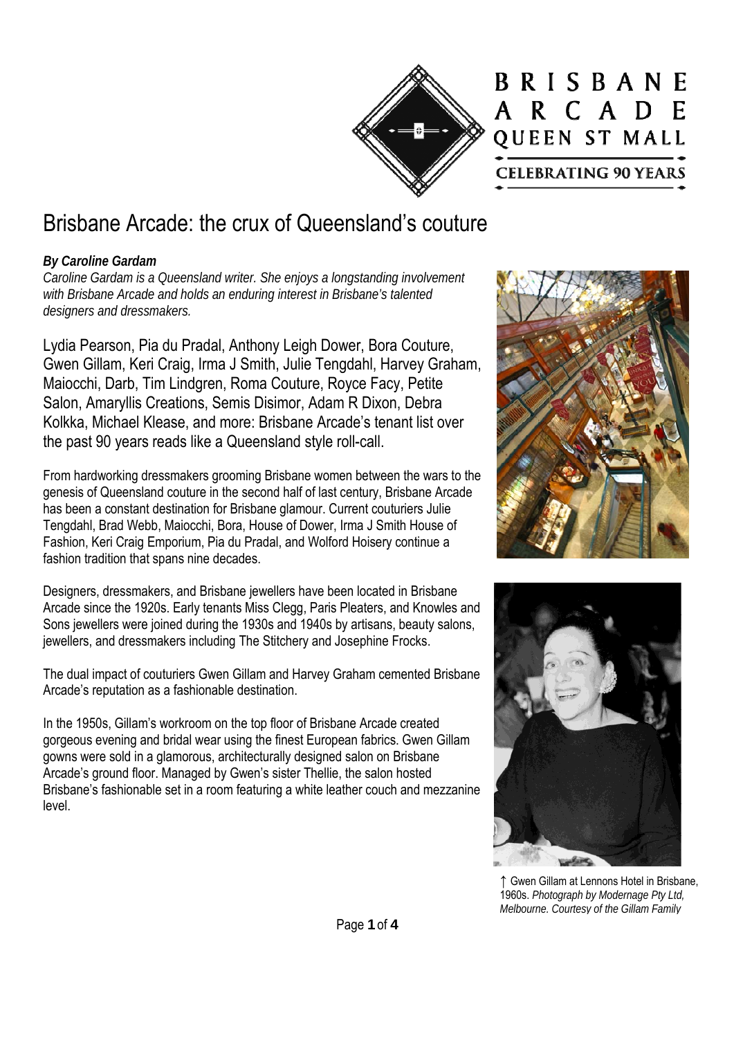# Brisbane Arcade: the crux of Queensland's couture

***By Caroline Gardam***

*Caroline Gardam is a Queensland writer. She enjoys a longstanding involvement with Brisbane Arcade and holds an enduring interest in Brisbane's talented designers and dressmakers.*

Lydia Pearson, Pia du Pradal, Anthony Leigh Dower, Bora Couture, Gwen Gillam, Keri Craig, Irma J Smith, Julie Tengdahl, Harvey Graham, Maiocchi, Darb, Tim Lindgren, Roma Couture, Royce Facy, Petite Salon, Amaryllis Creations, Semis Disimor, Adam R Dixon, Debra Kolkka, Michael Klease, and more: Brisbane Arcade's tenant list over the past 90 years reads like a Queensland style roll-call.

From hardworking dressmakers grooming Brisbane women between the wars to the genesis of Queensland couture in the second half of last century, Brisbane Arcade has been a constant destination for Brisbane glamour. Current couturiers Julie Tengdahl, Brad Webb, Maiocchi, Bora, House of Dower, Irma J Smith House of Fashion, Keri Craig Emporium, Pia du Pradal, and Wolford Hoisery continue a fashion tradition that spans nine decades.

Designers, dressmakers, and Brisbane jewellers have been located in Brisbane Arcade since the 1920s. Early tenants Miss Clegg, Paris Pleaters, and Knowles and Sons jewellers were joined during the 1930s and 1940s by artisans, beauty salons, jewellers, and dressmakers including The Stitchery and Josephine Frocks.

The dual impact of couturiers Gwen Gillam and Harvey Graham cemented Brisbane Arcade's reputation as a fashionable destination.

In the 1950s, Gillam's workroom on the top floor of Brisbane Arcade created gorgeous evening and bridal wear using the finest European fabrics. Gwen Gillam gowns were sold in a glamorous, architecturally designed salon on Brisbane Arcade's ground floor. Managed by Gwen's sister Thellie, the salon hosted Brisbane's fashionable set in a room featuring a white leather couch and mezzanine level.

↑ Gwen Gillam at Lennons Hotel in Brisbane, 1960s. *Photograph by Modernage Pty Ltd, Melbourne. Courtesy of the Gillam Family*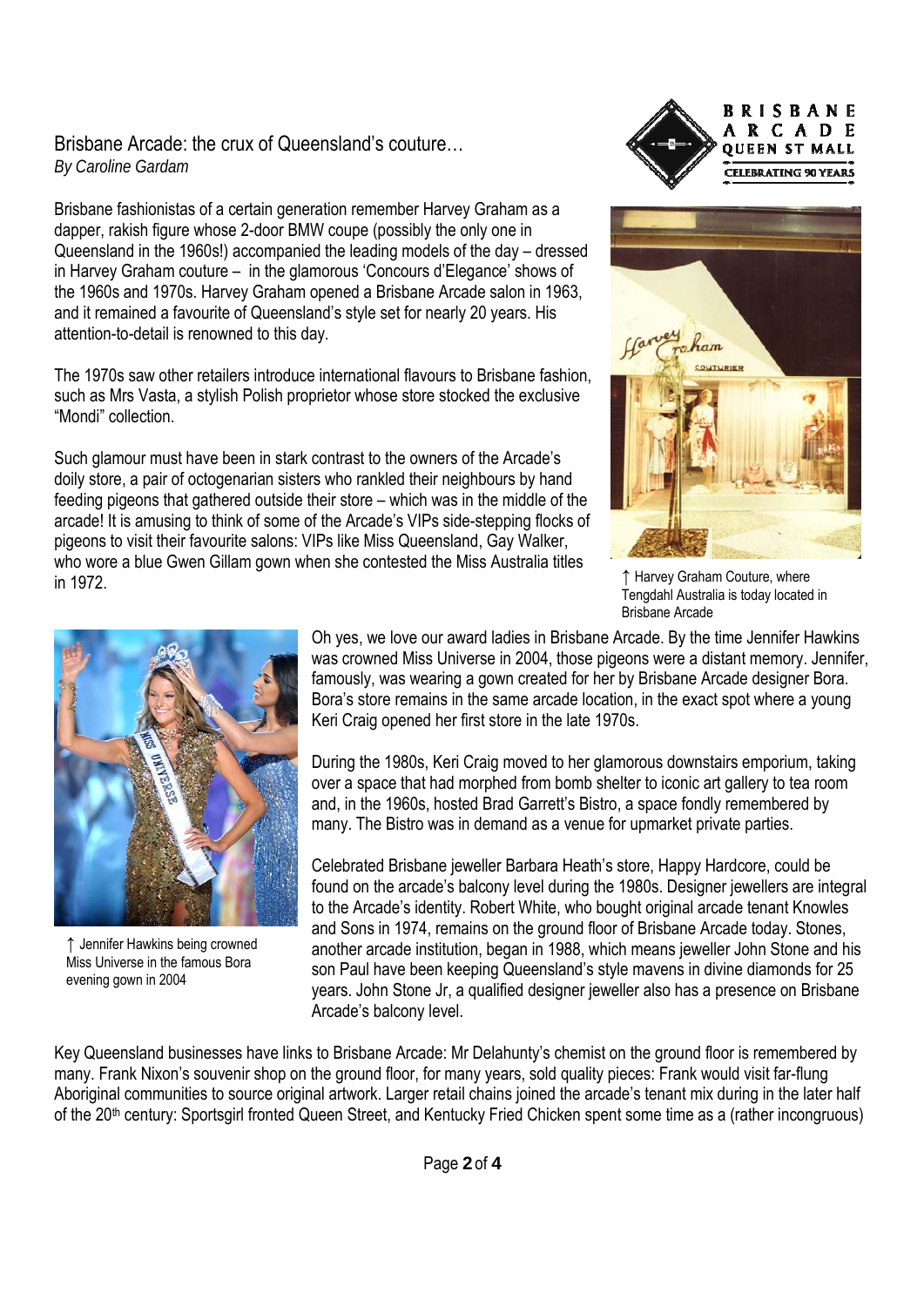## Brisbane Arcade: the crux of Queensland's couture…

*By Caroline Gardam*

Brisbane fashionistas of a certain generation remember Harvey Graham as a dapper, rakish figure whose 2-door BMW coupe (possibly the only one in Queensland in the 1960s!) accompanied the leading models of the day – dressed in Harvey Graham couture – in the glamorous 'Concours d'Elegance' shows of the 1960s and 1970s. Harvey Graham opened a Brisbane Arcade salon in 1963, and it remained a favourite of Queensland's style set for nearly 20 years. His attention-to-detail is renowned to this day.

The 1970s saw other retailers introduce international flavours to Brisbane fashion, such as Mrs Vasta, a stylish Polish proprietor whose store stocked the exclusive "Mondi" collection.

Such glamour must have been in stark contrast to the owners of the Arcade's doily store, a pair of octogenarian sisters who rankled their neighbours by hand feeding pigeons that gathered outside their store – which was in the middle of the arcade! It is amusing to think of some of the Arcade's VIPs side-stepping flocks of pigeons to visit their favourite salons: VIPs like Miss Queensland, Gay Walker, who wore a blue Gwen Gillam gown when she contested the Miss Australia titles in 1972.

↑ Harvey Graham Couture, where Tengdahl Australia is today located in Brisbane Arcade

Oh yes, we love our award ladies in Brisbane Arcade. By the time Jennifer Hawkins was crowned Miss Universe in 2004, those pigeons were a distant memory. Jennifer, famously, was wearing a gown created for her by Brisbane Arcade designer Bora. Bora's store remains in the same arcade location, in the exact spot where a young Keri Craig opened her first store in the late 1970s.

↑ Jennifer Hawkins being crowned Miss Universe in the famous Bora evening gown in 2004

During the 1980s, Keri Craig moved to her glamorous downstairs emporium, taking over a space that had morphed from bomb shelter to iconic art gallery to tea room and, in the 1960s, hosted Brad Garrett's Bistro, a space fondly remembered by many. The Bistro was in demand as a venue for upmarket private parties.

Celebrated Brisbane jeweller Barbara Heath's store, Happy Hardcore, could be found on the arcade's balcony level during the 1980s. Designer jewellers are integral to the Arcade's identity. Robert White, who bought original arcade tenant Knowles and Sons in 1974, remains on the ground floor of Brisbane Arcade today. Stones, another arcade institution, began in 1988, which means jeweller John Stone and his son Paul have been keeping Queensland's style mavens in divine diamonds for 25 years. John Stone Jr, a qualified designer jeweller also has a presence on Brisbane Arcade's balcony level.

Key Queensland businesses have links to Brisbane Arcade: Mr Delahunty's chemist on the ground floor is remembered by many. Frank Nixon's souvenir shop on the ground floor, for many years, sold quality pieces: Frank would visit far-flung Aboriginal communities to source original artwork. Larger retail chains joined the arcade's tenant mix during in the later half of the 20th century: Sportsgirl fronted Queen Street, and Kentucky Fried Chicken spent some time as a (rather incongruous)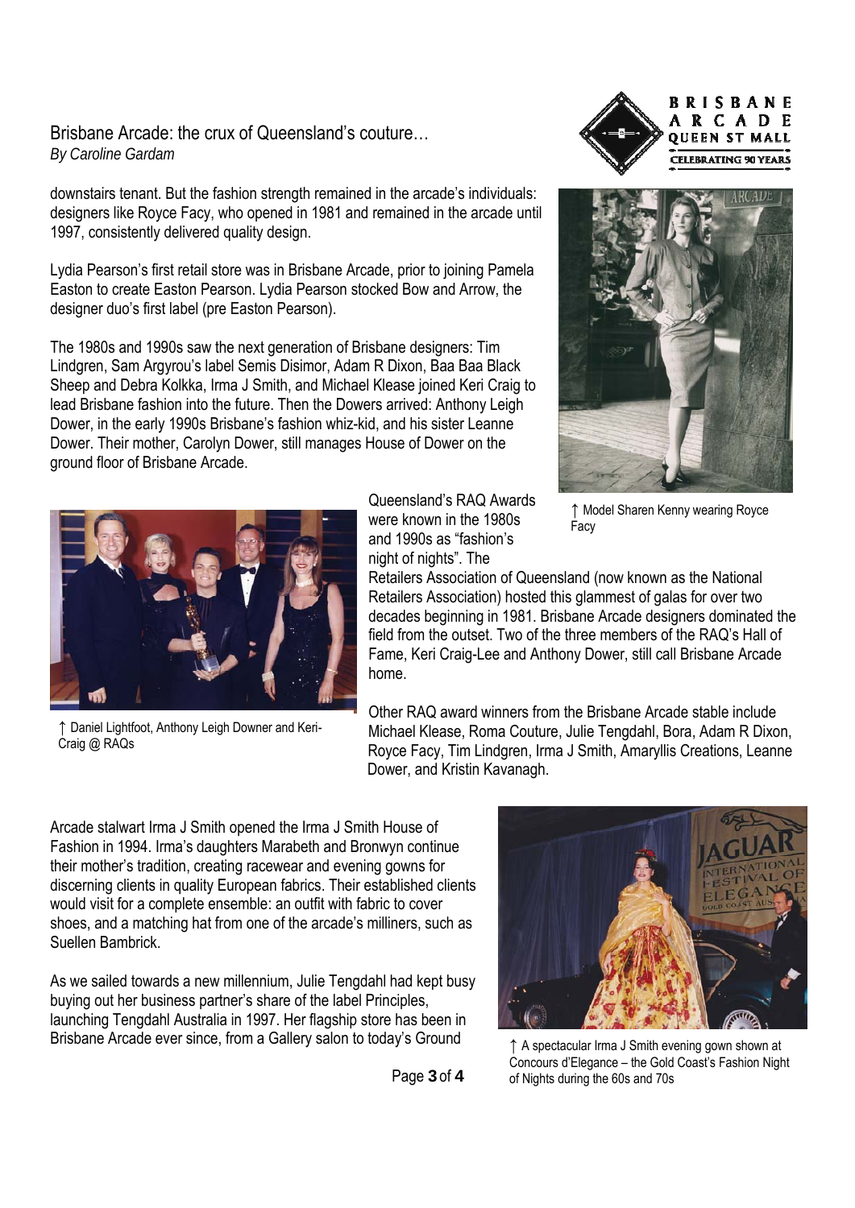downstairs tenant. But the fashion strength remained in the arcade's individuals: designers like Royce Facy, who opened in 1981 and remained in the arcade until 1997, consistently delivered quality design.

Lydia Pearson's first retail store was in Brisbane Arcade, prior to joining Pamela Easton to create Easton Pearson. Lydia Pearson stocked Bow and Arrow, the designer duo's first label (pre Easton Pearson).

The 1980s and 1990s saw the next generation of Brisbane designers: Tim Lindgren, Sam Argyrou's label Semis Disimor, Adam R Dixon, Baa Baa Black Sheep and Debra Kolkka, Irma J Smith, and Michael Klease joined Keri Craig to lead Brisbane fashion into the future. Then the Dowers arrived: Anthony Leigh Dower, in the early 1990s Brisbane's fashion whiz-kid, and his sister Leanne Dower. Their mother, Carolyn Dower, still manages House of Dower on the ground floor of Brisbane Arcade.

↑ Model Sharen Kenny wearing Royce Facy

Queensland's RAQ Awards were known in the 1980s and 1990s as "fashion's night of nights". The Retailers Association of Queensland (now known as the National Retailers Association) hosted this glammest of galas for over two decades beginning in 1981. Brisbane Arcade designers dominated the field from the outset. Two of the three members of the RAQ's Hall of Fame, Keri Craig-Lee and Anthony Dower, still call Brisbane Arcade home.

↑ Daniel Lightfoot, Anthony Leigh Downer and Keri-Craig @ RAQs

Other RAQ award winners from the Brisbane Arcade stable include Michael Klease, Roma Couture, Julie Tengdahl, Bora, Adam R Dixon, Royce Facy, Tim Lindgren, Irma J Smith, Amaryllis Creations, Leanne Dower, and Kristin Kavanagh.

Arcade stalwart Irma J Smith opened the Irma J Smith House of Fashion in 1994. Irma's daughters Marabeth and Bronwyn continue their mother's tradition, creating racewear and evening gowns for discerning clients in quality European fabrics. Their established clients would visit for a complete ensemble: an outfit with fabric to cover shoes, and a matching hat from one of the arcade's milliners, such as Suellen Bambrick.

As we sailed towards a new millennium, Julie Tengdahl had kept busy buying out her business partner's share of the label Principles, launching Tengdahl Australia in 1997. Her flagship store has been in Brisbane Arcade ever since, from a Gallery salon to today's Ground

↑ A spectacular Irma J Smith evening gown shown at Concours d'Elegance – the Gold Coast's Fashion Night of Nights during the 60s and 70s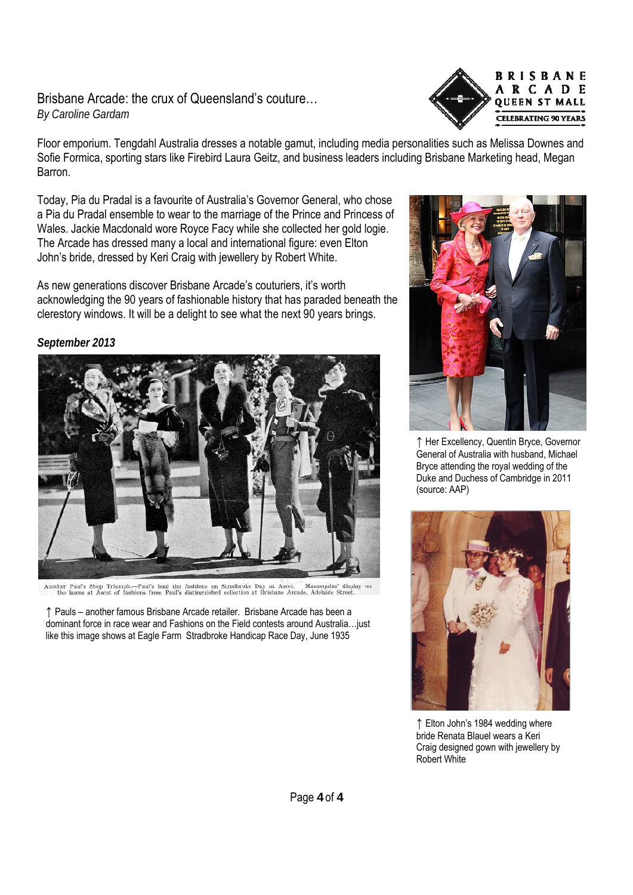Brisbane Arcade: the crux of Queensland's couture…
*By Caroline Gardam*

Floor emporium. Tengdahl Australia dresses a notable gamut, including media personalities such as Melissa Downes and Sofie Formica, sporting stars like Firebird Laura Geitz, and business leaders including Brisbane Marketing head, Megan Barron.

Today, Pia du Pradal is a favourite of Australia's Governor General, who chose a Pia du Pradal ensemble to wear to the marriage of the Prince and Princess of Wales. Jackie Macdonald wore Royce Facy while she collected her gold logie. The Arcade has dressed many a local and international figure: even Elton John's bride, dressed by Keri Craig with jewellery by Robert White.

As new generations discover Brisbane Arcade's couturiers, it's worth acknowledging the 90 years of fashionable history that has paraded beneath the clerestory windows. It will be a delight to see what the next 90 years brings.

***September 2013***

Another Paul's Shop Triumph.—Paul's lead the fashions on Stradbroke Day at Ascot. Mannequins' display on the lawns at Ascot of fashions from Paul's distinguished collection at Brisbane Arcade, Adelaide Street.

↑ Pauls – another famous Brisbane Arcade retailer. Brisbane Arcade has been a dominant force in race wear and Fashions on the Field contests around Australia…just like this image shows at Eagle Farm Stradbroke Handicap Race Day, June 1935

↑ Her Excellency, Quentin Bryce, Governor General of Australia with husband, Michael Bryce attending the royal wedding of the Duke and Duchess of Cambridge in 2011 (source: AAP)

↑ Elton John's 1984 wedding where bride Renata Blauel wears a Keri Craig designed gown with jewellery by Robert White